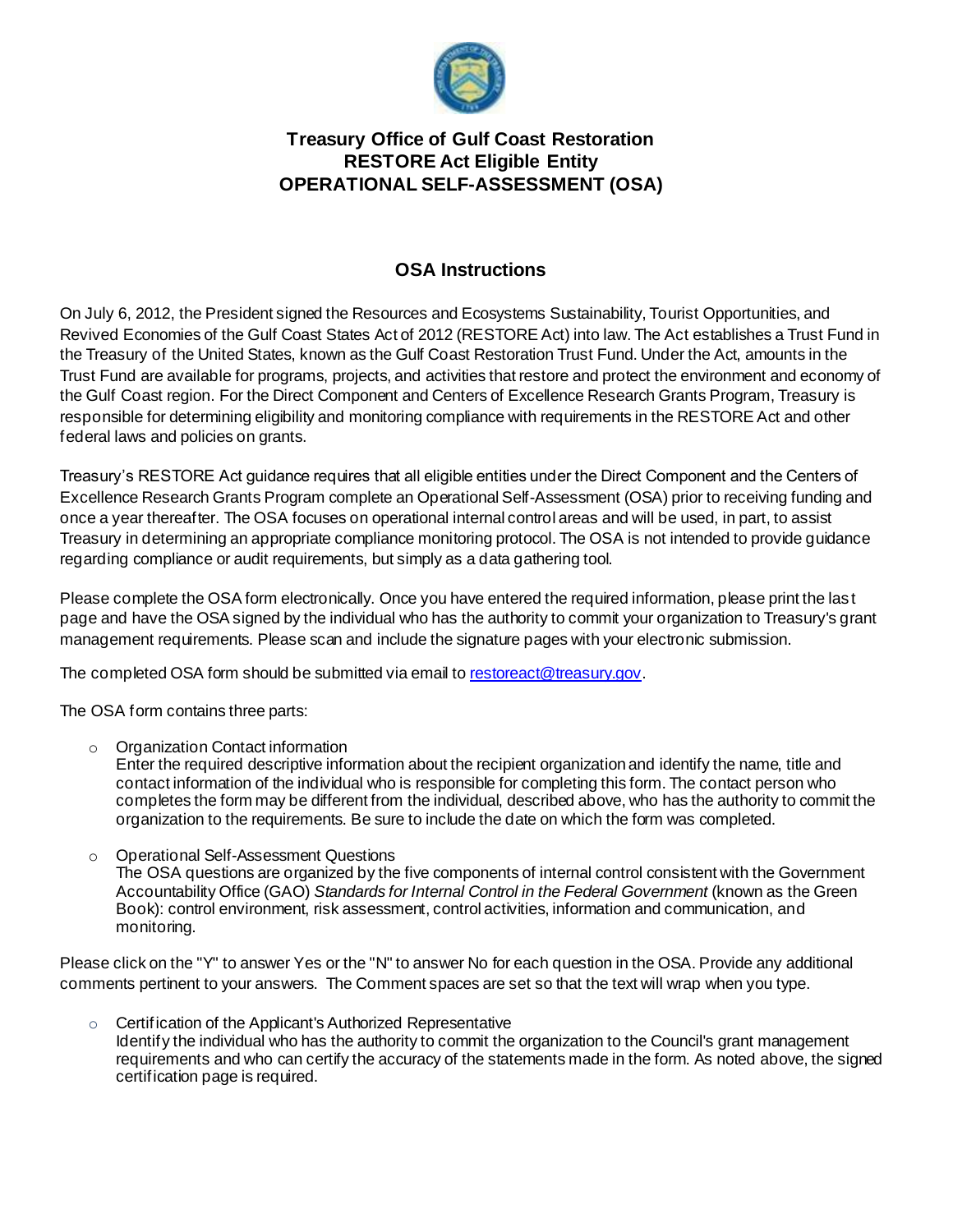# Treasury Office of Gulf Coast Restoration
# RESTORE Act Eligible Entity
# OPERATIONAL SELF-ASSESSMENT (OSA)

## OSA Instructions

On July 6, 2012, the President signed the Resources and Ecosystems Sustainability, Tourist Opportunities, and Revived Economies of the Gulf Coast States Act of 2012 (RESTORE Act) into law. The Act establishes a Trust Fund in the Treasury of the United States, known as the Gulf Coast Restoration Trust Fund. Under the Act, amounts in the Trust Fund are available for programs, projects, and activities that restore and protect the environment and economy of the Gulf Coast region. For the Direct Component and Centers of Excellence Research Grants Program, Treasury is responsible for determining eligibility and monitoring compliance with requirements in the RESTORE Act and other federal laws and policies on grants.

Treasury's RESTORE Act guidance requires that all eligible entities under the Direct Component and the Centers of Excellence Research Grants Program complete an Operational Self-Assessment (OSA) prior to receiving funding and once a year thereafter. The OSA focuses on operational internal control areas and will be used, in part, to assist Treasury in determining an appropriate compliance monitoring protocol. The OSA is not intended to provide guidance regarding compliance or audit requirements, but simply as a data gathering tool.

Please complete the OSA form electronically. Once you have entered the required information, please print the last page and have the OSA signed by the individual who has the authority to commit your organization to Treasury's grant management requirements. Please scan and include the signature pages with your electronic submission.

The completed OSA form should be submitted via email to restoreact@treasury.gov.

The OSA form contains three parts:

- Organization Contact information
  Enter the required descriptive information about the recipient organization and identify the name, title and contact information of the individual who is responsible for completing this form. The contact person who completes the form may be different from the individual, described above, who has the authority to commit the organization to the requirements. Be sure to include the date on which the form was completed.

- Operational Self-Assessment Questions
  The OSA questions are organized by the five components of internal control consistent with the Government Accountability Office (GAO) *Standards for Internal Control in the Federal Government* (known as the Green Book): control environment, risk assessment, control activities, information and communication, and monitoring.

Please click on the "Y" to answer Yes or the "N" to answer No for each question in the OSA. Provide any additional comments pertinent to your answers. The Comment spaces are set so that the text will wrap when you type.

- Certification of the Applicant's Authorized Representative
  Identify the individual who has the authority to commit the organization to the Council's grant management requirements and who can certify the accuracy of the statements made in the form. As noted above, the signed certification page is required.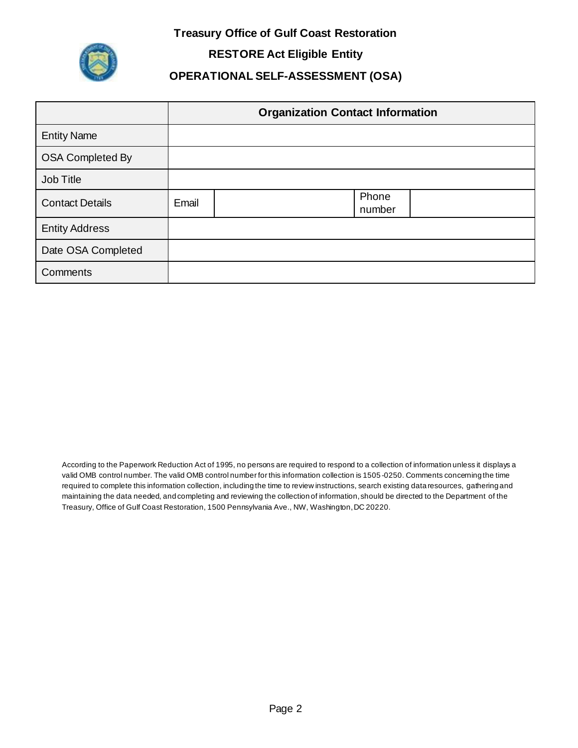**Treasury Office of Gulf Coast Restoration**

**RESTORE Act Eligible Entity**

**OPERATIONAL SELF-ASSESSMENT (OSA)**

| | **Organization Contact Information** | | | |
|---|---|---|---|---|
| Entity Name | | | | |
| OSA Completed By | | | | |
| Job Title | | | | |
| Contact Details | Email | | Phone number | |
| Entity Address | | | | |
| Date OSA Completed | | | | |
| Comments | | | | |

According to the Paperwork Reduction Act of 1995, no persons are required to respond to a collection of information unless it displays a valid OMB control number. The valid OMB control number for this information collection is 1505-0250. Comments concerning the time required to complete this information collection, including the time to review instructions, search existing data resources, gathering and maintaining the data needed, and completing and reviewing the collection of information, should be directed to the Department of the Treasury, Office of Gulf Coast Restoration, 1500 Pennsylvania Ave., NW, Washington, DC 20220.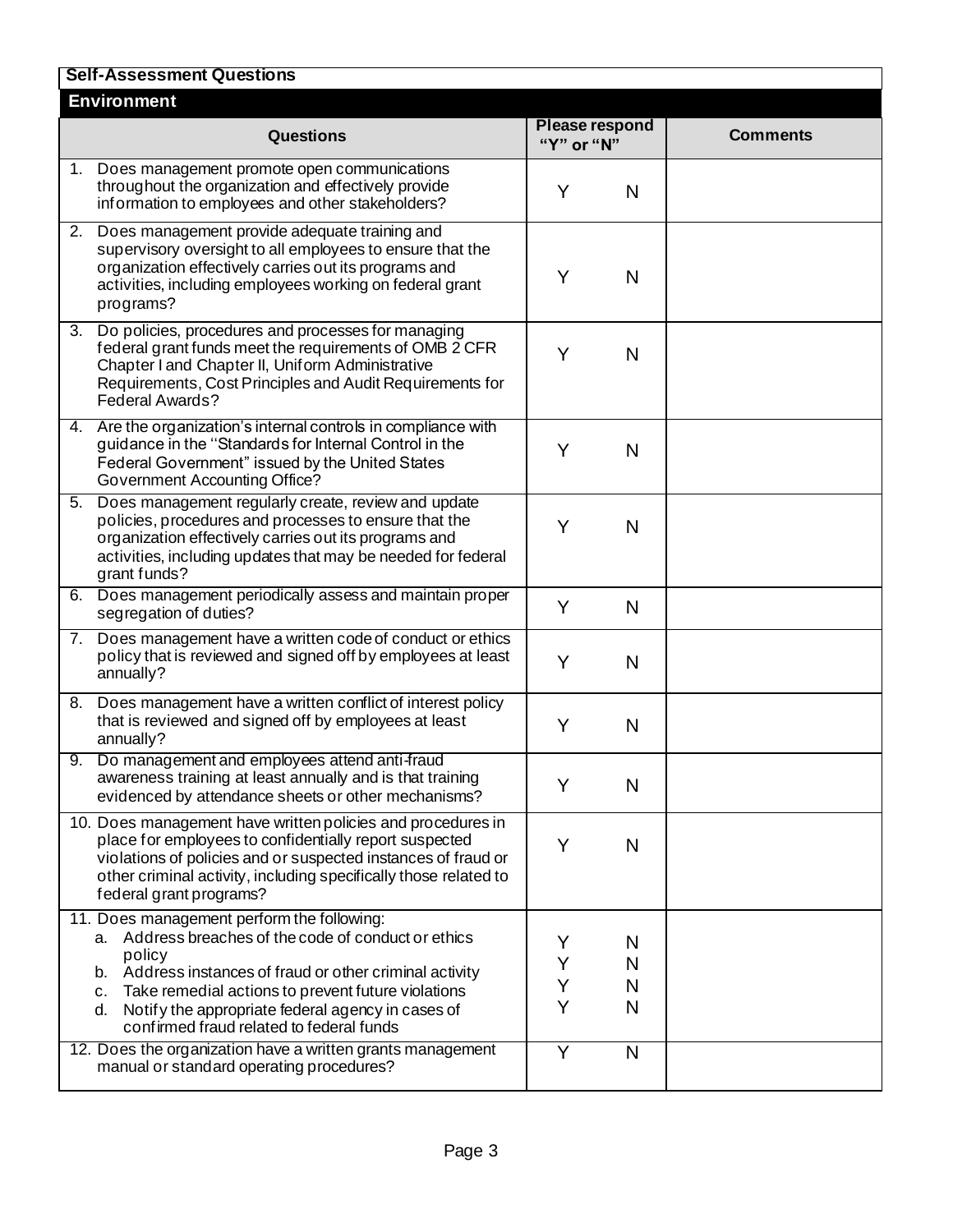**Self-Assessment Questions**

**Environment**

| Questions | Please respond "Y" or "N" | Comments |
|---|---|---|
| 1. Does management promote open communications throughout the organization and effectively provide information to employees and other stakeholders? | Y N | |
| 2. Does management provide adequate training and supervisory oversight to all employees to ensure that the organization effectively carries out its programs and activities, including employees working on federal grant programs? | Y N | |
| 3. Do policies, procedures and processes for managing federal grant funds meet the requirements of OMB 2 CFR Chapter I and Chapter II, Uniform Administrative Requirements, Cost Principles and Audit Requirements for Federal Awards? | Y N | |
| 4. Are the organization's internal controls in compliance with guidance in the "Standards for Internal Control in the Federal Government" issued by the United States Government Accounting Office? | Y N | |
| 5. Does management regularly create, review and update policies, procedures and processes to ensure that the organization effectively carries out its programs and activities, including updates that may be needed for federal grant funds? | Y N | |
| 6. Does management periodically assess and maintain proper segregation of duties? | Y N | |
| 7. Does management have a written code of conduct or ethics policy that is reviewed and signed off by employees at least annually? | Y N | |
| 8. Does management have a written conflict of interest policy that is reviewed and signed off by employees at least annually? | Y N | |
| 9. Do management and employees attend anti-fraud awareness training at least annually and is that training evidenced by attendance sheets or other mechanisms? | Y N | |
| 10. Does management have written policies and procedures in place for employees to confidentially report suspected violations of policies and or suspected instances of fraud or other criminal activity, including specifically those related to federal grant programs? | Y N | |
| 11. Does management perform the following:<br>a. Address breaches of the code of conduct or ethics policy<br>b. Address instances of fraud or other criminal activity<br>c. Take remedial actions to prevent future violations<br>d. Notify the appropriate federal agency in cases of confirmed fraud related to federal funds | <br>Y N<br>Y N<br>Y N<br>Y N | |
| 12. Does the organization have a written grants management manual or standard operating procedures? | Y N | |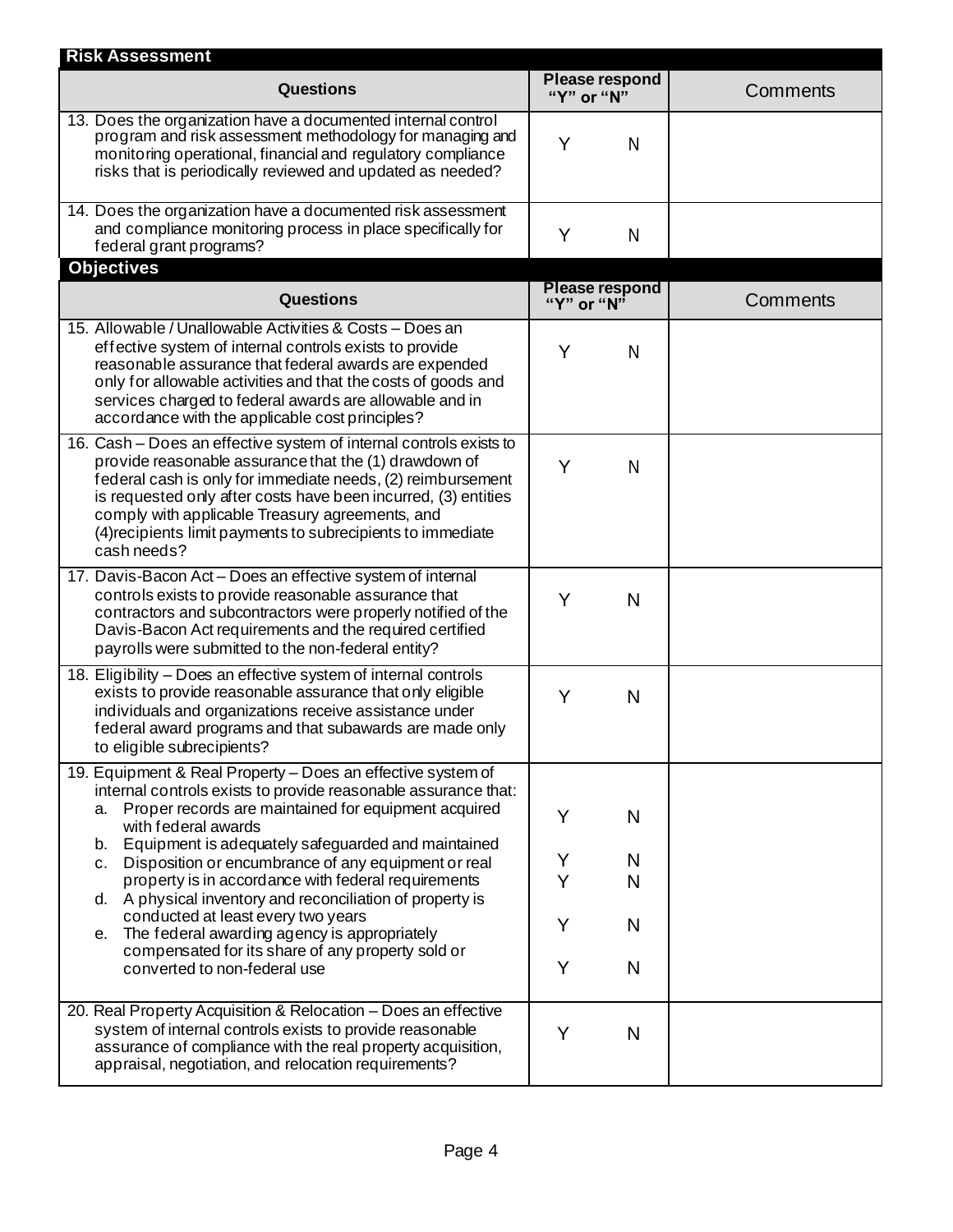## Risk Assessment

| Questions | Please respond "Y" or "N" | Comments |
|---|---|---|
| 13. Does the organization have a documented internal control program and risk assessment methodology for managing and monitoring operational, financial and regulatory compliance risks that is periodically reviewed and updated as needed? | Y N | |
| 14. Does the organization have a documented risk assessment and compliance monitoring process in place specifically for federal grant programs? | Y N | |

## Objectives

| Questions | Please respond "Y" or "N" | Comments |
|---|---|---|
| 15. Allowable / Unallowable Activities & Costs – Does an effective system of internal controls exists to provide reasonable assurance that federal awards are expended only for allowable activities and that the costs of goods and services charged to federal awards are allowable and in accordance with the applicable cost principles? | Y N | |
| 16. Cash – Does an effective system of internal controls exists to provide reasonable assurance that the (1) drawdown of federal cash is only for immediate needs, (2) reimbursement is requested only after costs have been incurred, (3) entities comply with applicable Treasury agreements, and (4)recipients limit payments to subrecipients to immediate cash needs? | Y N | |
| 17. Davis-Bacon Act – Does an effective system of internal controls exists to provide reasonable assurance that contractors and subcontractors were properly notified of the Davis-Bacon Act requirements and the required certified payrolls were submitted to the non-federal entity? | Y N | |
| 18. Eligibility – Does an effective system of internal controls exists to provide reasonable assurance that only eligible individuals and organizations receive assistance under federal award programs and that subawards are made only to eligible subrecipients? | Y N | |
| 19. Equipment & Real Property – Does an effective system of internal controls exists to provide reasonable assurance that:<br>a. Proper records are maintained for equipment acquired with federal awards<br>b. Equipment is adequately safeguarded and maintained<br>c. Disposition or encumbrance of any equipment or real property is in accordance with federal requirements<br>d. A physical inventory and reconciliation of property is conducted at least every two years<br>e. The federal awarding agency is appropriately compensated for its share of any property sold or converted to non-federal use | a. Y N<br>b. Y N<br>c. Y N<br>d. Y N<br>e. Y N | |
| 20. Real Property Acquisition & Relocation – Does an effective system of internal controls exists to provide reasonable assurance of compliance with the real property acquisition, appraisal, negotiation, and relocation requirements? | Y N | |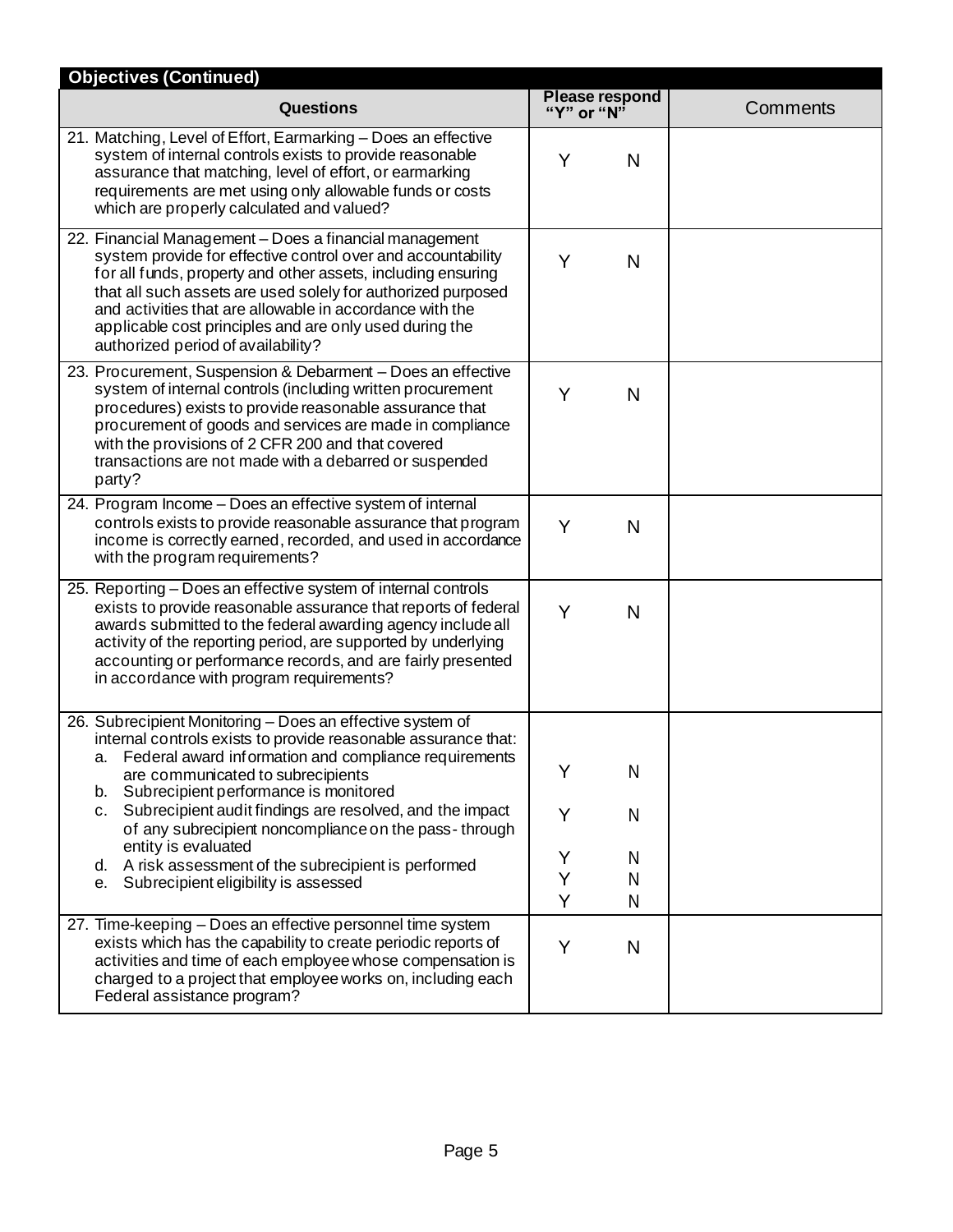## Objectives (Continued)

| Questions | Please respond "Y" or "N" | Comments |
|---|---|---|
| 21. Matching, Level of Effort, Earmarking – Does an effective system of internal controls exists to provide reasonable assurance that matching, level of effort, or earmarking requirements are met using only allowable funds or costs which are properly calculated and valued? | Y N | |
| 22. Financial Management – Does a financial management system provide for effective control over and accountability for all funds, property and other assets, including ensuring that all such assets are used solely for authorized purposed and activities that are allowable in accordance with the applicable cost principles and are only used during the authorized period of availability? | Y N | |
| 23. Procurement, Suspension & Debarment – Does an effective system of internal controls (including written procurement procedures) exists to provide reasonable assurance that procurement of goods and services are made in compliance with the provisions of 2 CFR 200 and that covered transactions are not made with a debarred or suspended party? | Y N | |
| 24. Program Income – Does an effective system of internal controls exists to provide reasonable assurance that program income is correctly earned, recorded, and used in accordance with the program requirements? | Y N | |
| 25. Reporting – Does an effective system of internal controls exists to provide reasonable assurance that reports of federal awards submitted to the federal awarding agency include all activity of the reporting period, are supported by underlying accounting or performance records, and are fairly presented in accordance with program requirements? | Y N | |
| 26. Subrecipient Monitoring – Does an effective system of internal controls exists to provide reasonable assurance that:<br>a. Federal award information and compliance requirements are communicated to subrecipients<br>b. Subrecipient performance is monitored<br>c. Subrecipient audit findings are resolved, and the impact of any subrecipient noncompliance on the pass- through entity is evaluated<br>d. A risk assessment of the subrecipient is performed<br>e. Subrecipient eligibility is assessed | Y N<br>Y N<br>Y N<br>Y N<br>Y N | |
| 27. Time-keeping – Does an effective personnel time system exists which has the capability to create periodic reports of activities and time of each employee whose compensation is charged to a project that employee works on, including each Federal assistance program? | Y N | |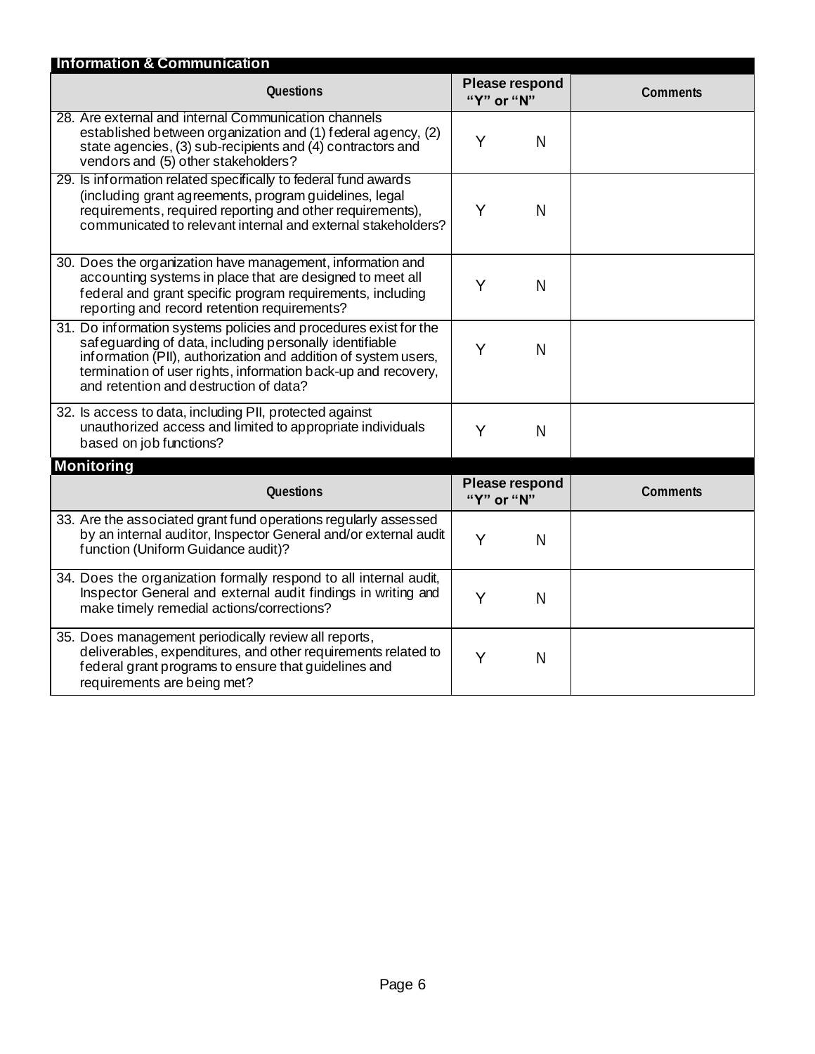## Information & Communication

| Questions | Please respond "Y" or "N" | Comments |
|---|---|---|
| 28. Are external and internal Communication channels established between organization and (1) federal agency, (2) state agencies, (3) sub-recipients and (4) contractors and vendors and (5) other stakeholders? | Y N | |
| 29. Is information related specifically to federal fund awards (including grant agreements, program guidelines, legal requirements, required reporting and other requirements), communicated to relevant internal and external stakeholders? | Y N | |
| 30. Does the organization have management, information and accounting systems in place that are designed to meet all federal and grant specific program requirements, including reporting and record retention requirements? | Y N | |
| 31. Do information systems policies and procedures exist for the safeguarding of data, including personally identifiable information (PII), authorization and addition of system users, termination of user rights, information back-up and recovery, and retention and destruction of data? | Y N | |
| 32. Is access to data, including PII, protected against unauthorized access and limited to appropriate individuals based on job functions? | Y N | |

## Monitoring

| Questions | Please respond "Y" or "N" | Comments |
|---|---|---|
| 33. Are the associated grant fund operations regularly assessed by an internal auditor, Inspector General and/or external audit function (Uniform Guidance audit)? | Y N | |
| 34. Does the organization formally respond to all internal audit, Inspector General and external audit findings in writing and make timely remedial actions/corrections? | Y N | |
| 35. Does management periodically review all reports, deliverables, expenditures, and other requirements related to federal grant programs to ensure that guidelines and requirements are being met? | Y N | |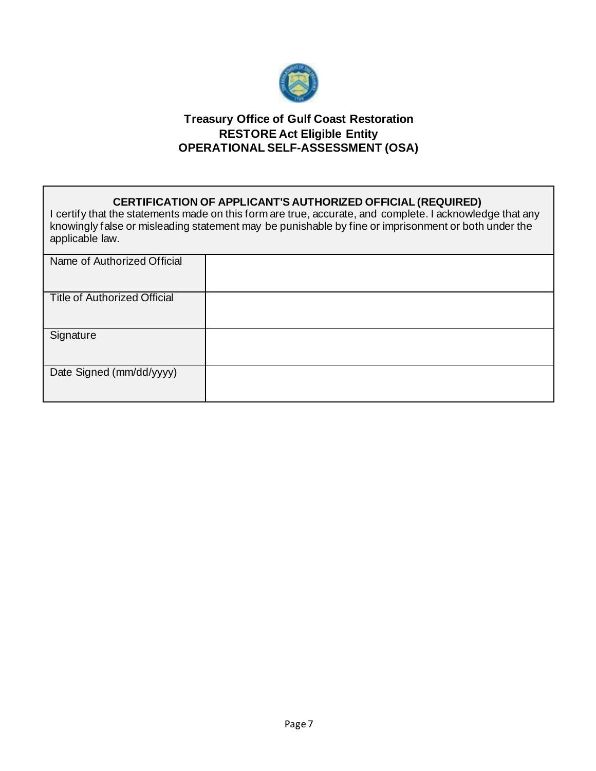**Treasury Office of Gulf Coast Restoration**
**RESTORE Act Eligible Entity**
**OPERATIONAL SELF-ASSESSMENT (OSA)**

**CERTIFICATION OF APPLICANT'S AUTHORIZED OFFICIAL (REQUIRED)**

I certify that the statements made on this form are true, accurate, and complete. I acknowledge that any knowingly false or misleading statement may be punishable by fine or imprisonment or both under the applicable law.

| | |
|---|---|
| Name of Authorized Official | |
| Title of Authorized Official | |
| Signature | |
| Date Signed (mm/dd/yyyy) | |